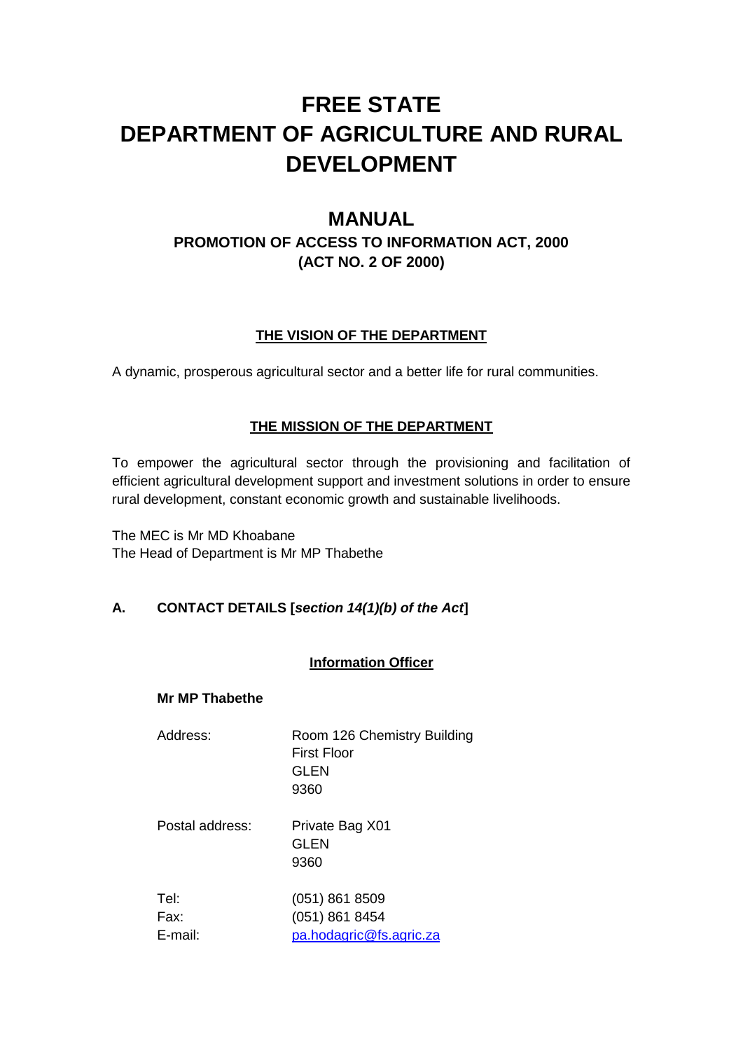# FREE STATE DEPARTMENT OF AGRICULTURE AND RURAL DEVELOPMENT

## MANUAL

### PROMOTION OF ACCESS TO INFORMATION ACT, 2000 (ACT NO. 2 OF 2000)

**<u>THE VISION OF THE DEPARTMENT</u>**

A dynamic, prosperous agricultural sector and a better life for rural communities.

**<u>THE MISSION OF THE DEPARTMENT</u>**

To empower the agricultural sector through the provisioning and facilitation of efficient agricultural development support and investment solutions in order to ensure rural development, constant economic growth and sustainable livelihoods.

The MEC is Mr MD Khoabane
The Head of Department is Mr MP Thabethe

**A. CONTACT DETAILS [*section 14(1)(b) of the Act*]**

**<u>Information Officer</u>**

**Mr MP Thabethe**

Address: Room 126 Chemistry Building
First Floor
GLEN
9360

Postal address: Private Bag X01
GLEN
9360

Tel: (051) 861 8509
Fax: (051) 861 8454
E-mail: pa.hodagric@fs.agric.za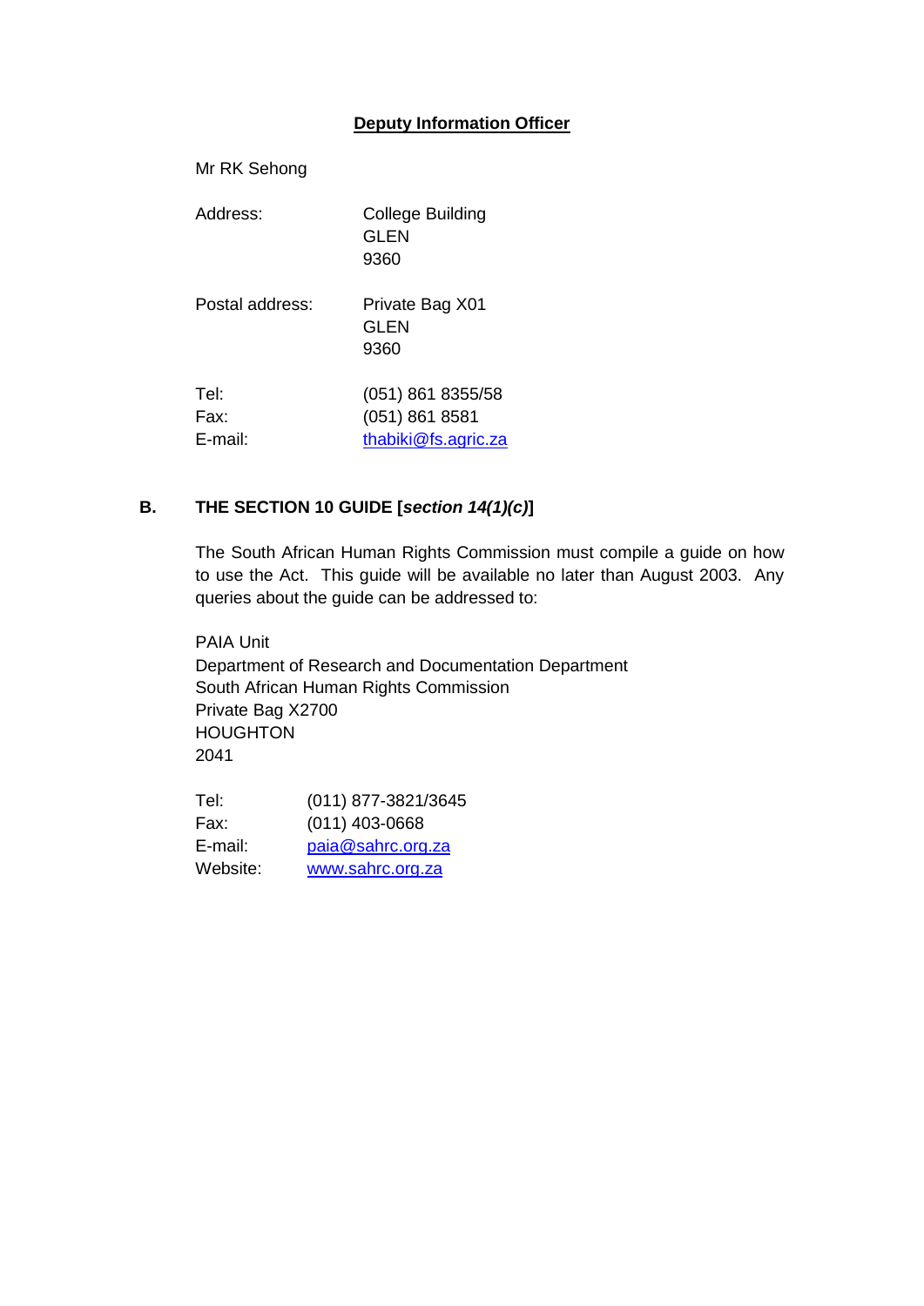**Deputy Information Officer**

Mr RK Sehong

| | |
|---|---|
| Address: | College Building<br>GLEN<br>9360 |
| Postal address: | Private Bag X01<br>GLEN<br>9360 |
| Tel: | (051) 861 8355/58 |
| Fax: | (051) 861 8581 |
| E-mail: | thabiki@fs.agric.za |

## B. THE SECTION 10 GUIDE [*section 14(1)(c)*]

The South African Human Rights Commission must compile a guide on how to use the Act. This guide will be available no later than August 2003. Any queries about the guide can be addressed to:

PAIA Unit
Department of Research and Documentation Department
South African Human Rights Commission
Private Bag X2700
HOUGHTON
2041

| | |
|---|---|
| Tel: | (011) 877-3821/3645 |
| Fax: | (011) 403-0668 |
| E-mail: | paia@sahrc.org.za |
| Website: | www.sahrc.org.za |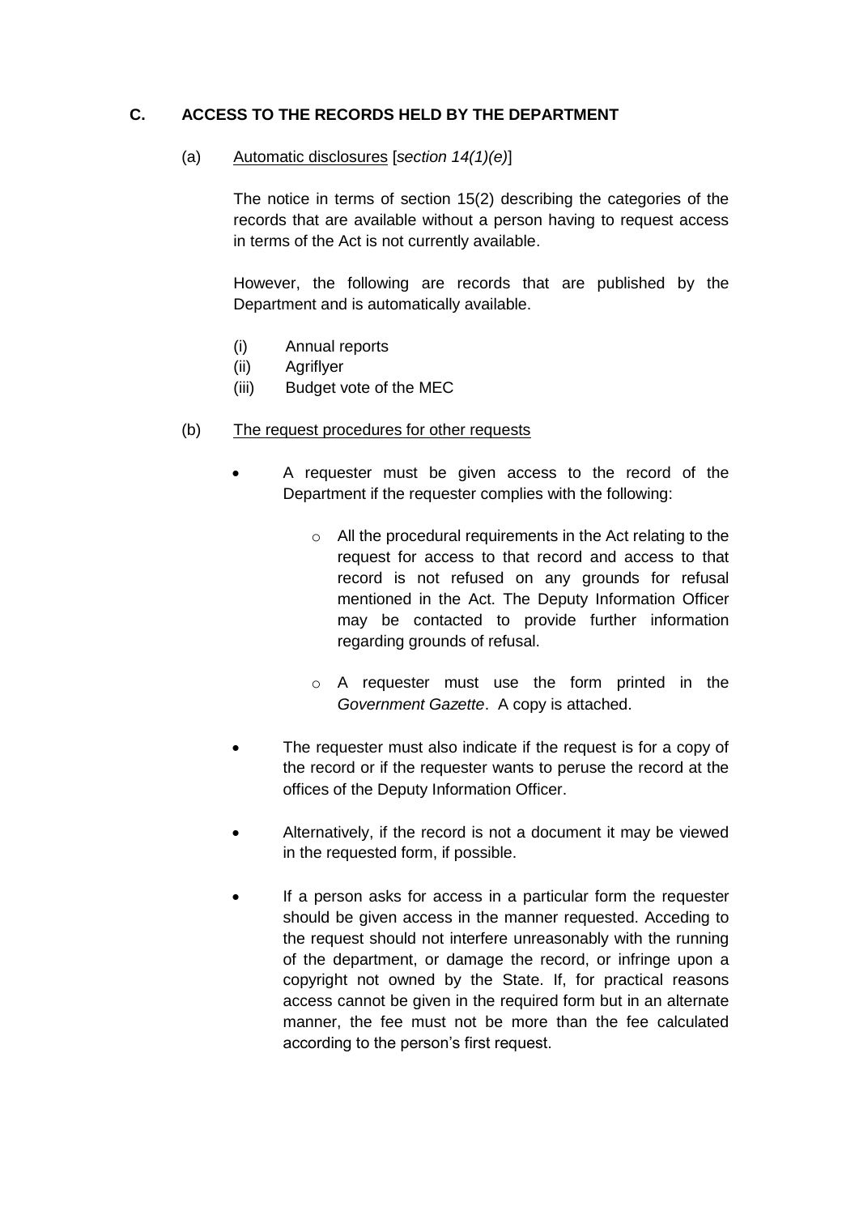## C. ACCESS TO THE RECORDS HELD BY THE DEPARTMENT

(a) Automatic disclosures [*section 14(1)(e)*]

The notice in terms of section 15(2) describing the categories of the records that are available without a person having to request access in terms of the Act is not currently available.

However, the following are records that are published by the Department and is automatically available.

(i) Annual reports
(ii) Agriflyer
(iii) Budget vote of the MEC

(b) The request procedures for other requests

- A requester must be given access to the record of the Department if the requester complies with the following:
  - All the procedural requirements in the Act relating to the request for access to that record and access to that record is not refused on any grounds for refusal mentioned in the Act. The Deputy Information Officer may be contacted to provide further information regarding grounds of refusal.
  - A requester must use the form printed in the *Government Gazette*. A copy is attached.
- The requester must also indicate if the request is for a copy of the record or if the requester wants to peruse the record at the offices of the Deputy Information Officer.
- Alternatively, if the record is not a document it may be viewed in the requested form, if possible.
- If a person asks for access in a particular form the requester should be given access in the manner requested. Acceding to the request should not interfere unreasonably with the running of the department, or damage the record, or infringe upon a copyright not owned by the State. If, for practical reasons access cannot be given in the required form but in an alternate manner, the fee must not be more than the fee calculated according to the person's first request.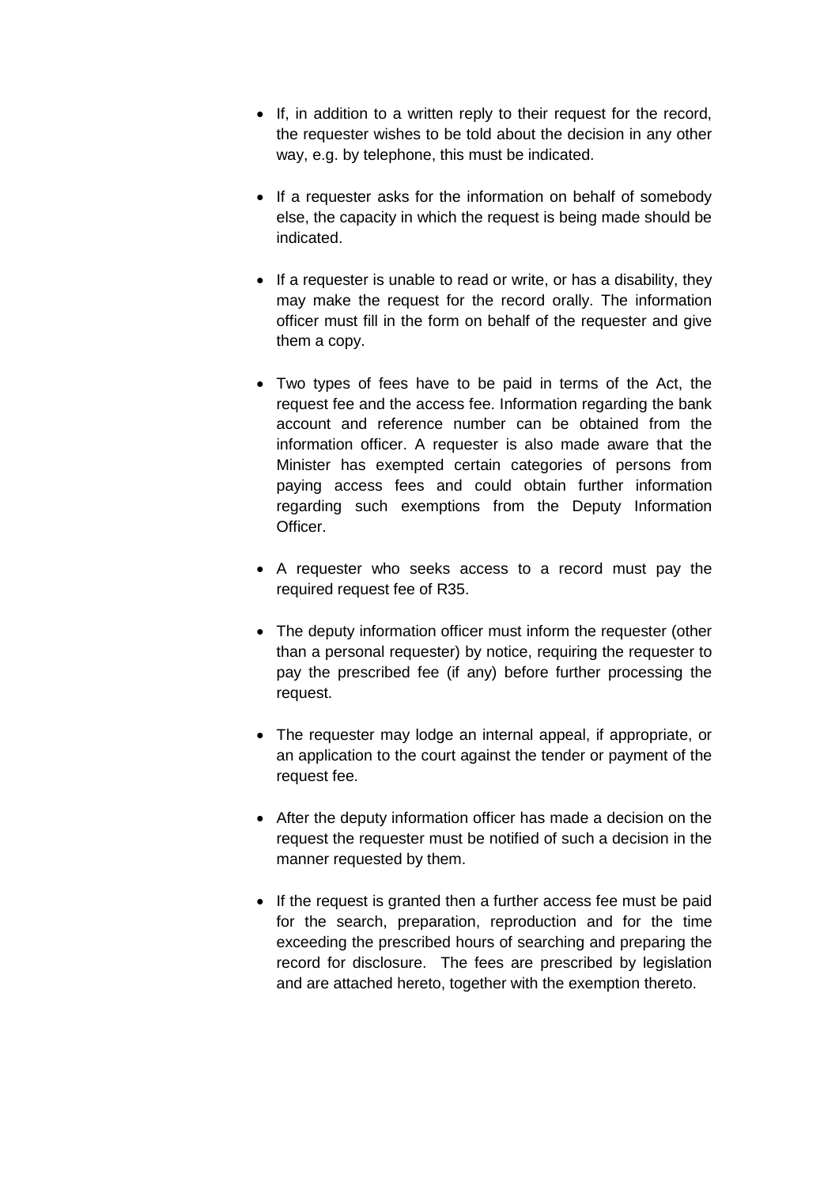- If, in addition to a written reply to their request for the record, the requester wishes to be told about the decision in any other way, e.g. by telephone, this must be indicated.

- If a requester asks for the information on behalf of somebody else, the capacity in which the request is being made should be indicated.

- If a requester is unable to read or write, or has a disability, they may make the request for the record orally. The information officer must fill in the form on behalf of the requester and give them a copy.

- Two types of fees have to be paid in terms of the Act, the request fee and the access fee. Information regarding the bank account and reference number can be obtained from the information officer. A requester is also made aware that the Minister has exempted certain categories of persons from paying access fees and could obtain further information regarding such exemptions from the Deputy Information Officer.

- A requester who seeks access to a record must pay the required request fee of R35.

- The deputy information officer must inform the requester (other than a personal requester) by notice, requiring the requester to pay the prescribed fee (if any) before further processing the request.

- The requester may lodge an internal appeal, if appropriate, or an application to the court against the tender or payment of the request fee.

- After the deputy information officer has made a decision on the request the requester must be notified of such a decision in the manner requested by them.

- If the request is granted then a further access fee must be paid for the search, preparation, reproduction and for the time exceeding the prescribed hours of searching and preparing the record for disclosure. The fees are prescribed by legislation and are attached hereto, together with the exemption thereto.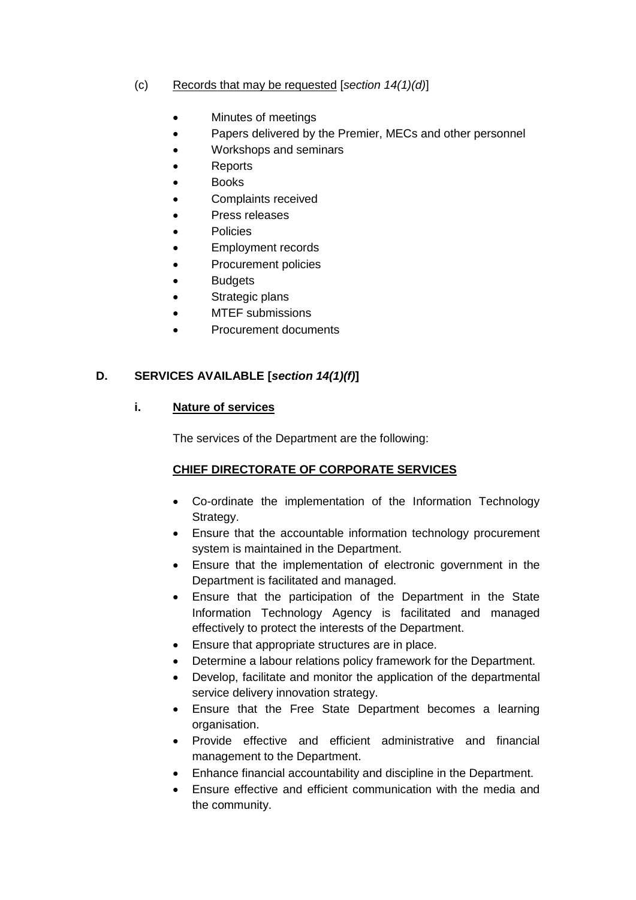(c) Records that may be requested [*section 14(1)(d)*]

- Minutes of meetings
- Papers delivered by the Premier, MECs and other personnel
- Workshops and seminars
- Reports
- Books
- Complaints received
- Press releases
- Policies
- Employment records
- Procurement policies
- Budgets
- Strategic plans
- MTEF submissions
- Procurement documents

## D. SERVICES AVAILABLE [*section 14(1)(f)*]

### i. Nature of services

The services of the Department are the following:

**CHIEF DIRECTORATE OF CORPORATE SERVICES**

- Co-ordinate the implementation of the Information Technology Strategy.
- Ensure that the accountable information technology procurement system is maintained in the Department.
- Ensure that the implementation of electronic government in the Department is facilitated and managed.
- Ensure that the participation of the Department in the State Information Technology Agency is facilitated and managed effectively to protect the interests of the Department.
- Ensure that appropriate structures are in place.
- Determine a labour relations policy framework for the Department.
- Develop, facilitate and monitor the application of the departmental service delivery innovation strategy.
- Ensure that the Free State Department becomes a learning organisation.
- Provide effective and efficient administrative and financial management to the Department.
- Enhance financial accountability and discipline in the Department.
- Ensure effective and efficient communication with the media and the community.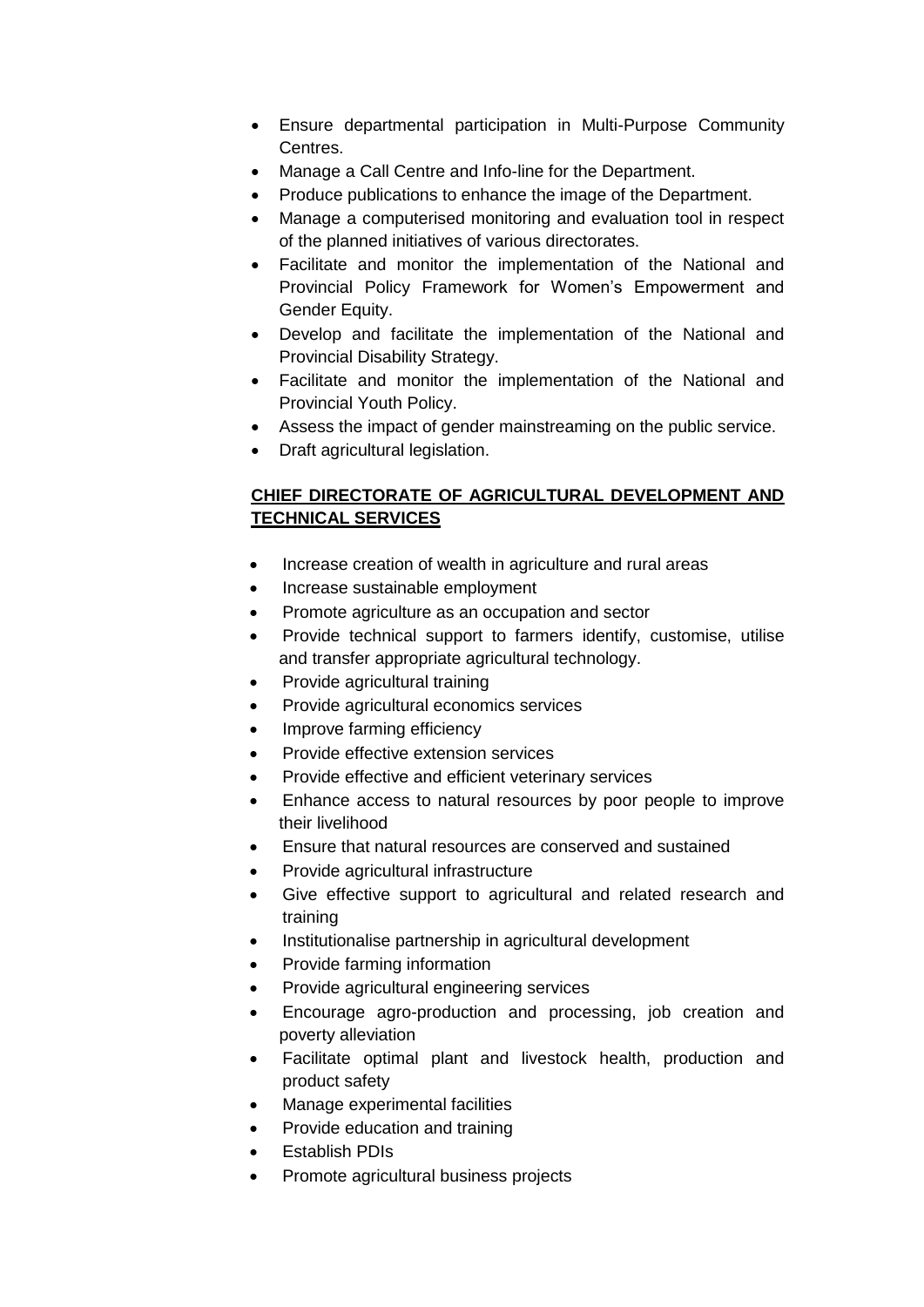- Ensure departmental participation in Multi-Purpose Community Centres.
- Manage a Call Centre and Info-line for the Department.
- Produce publications to enhance the image of the Department.
- Manage a computerised monitoring and evaluation tool in respect of the planned initiatives of various directorates.
- Facilitate and monitor the implementation of the National and Provincial Policy Framework for Women's Empowerment and Gender Equity.
- Develop and facilitate the implementation of the National and Provincial Disability Strategy.
- Facilitate and monitor the implementation of the National and Provincial Youth Policy.
- Assess the impact of gender mainstreaming on the public service.
- Draft agricultural legislation.

**CHIEF DIRECTORATE OF AGRICULTURAL DEVELOPMENT AND TECHNICAL SERVICES**

- Increase creation of wealth in agriculture and rural areas
- Increase sustainable employment
- Promote agriculture as an occupation and sector
- Provide technical support to farmers identify, customise, utilise and transfer appropriate agricultural technology.
- Provide agricultural training
- Provide agricultural economics services
- Improve farming efficiency
- Provide effective extension services
- Provide effective and efficient veterinary services
- Enhance access to natural resources by poor people to improve their livelihood
- Ensure that natural resources are conserved and sustained
- Provide agricultural infrastructure
- Give effective support to agricultural and related research and training
- Institutionalise partnership in agricultural development
- Provide farming information
- Provide agricultural engineering services
- Encourage agro-production and processing, job creation and poverty alleviation
- Facilitate optimal plant and livestock health, production and product safety
- Manage experimental facilities
- Provide education and training
- Establish PDIs
- Promote agricultural business projects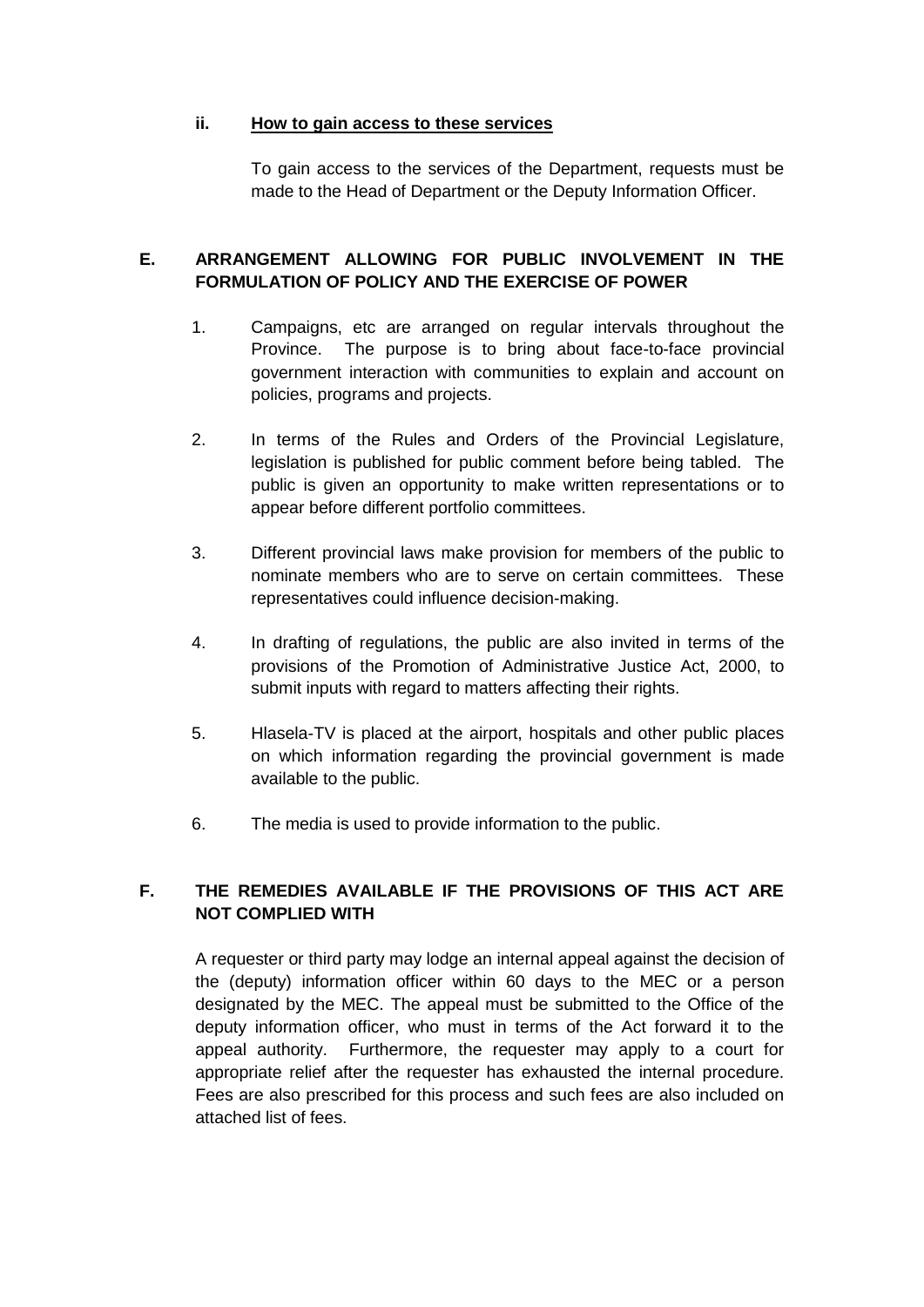### ii. How to gain access to these services

To gain access to the services of the Department, requests must be made to the Head of Department or the Deputy Information Officer.

## E. ARRANGEMENT ALLOWING FOR PUBLIC INVOLVEMENT IN THE FORMULATION OF POLICY AND THE EXERCISE OF POWER

1. Campaigns, etc are arranged on regular intervals throughout the Province. The purpose is to bring about face-to-face provincial government interaction with communities to explain and account on policies, programs and projects.

2. In terms of the Rules and Orders of the Provincial Legislature, legislation is published for public comment before being tabled. The public is given an opportunity to make written representations or to appear before different portfolio committees.

3. Different provincial laws make provision for members of the public to nominate members who are to serve on certain committees. These representatives could influence decision-making.

4. In drafting of regulations, the public are also invited in terms of the provisions of the Promotion of Administrative Justice Act, 2000, to submit inputs with regard to matters affecting their rights.

5. Hlasela-TV is placed at the airport, hospitals and other public places on which information regarding the provincial government is made available to the public.

6. The media is used to provide information to the public.

## F. THE REMEDIES AVAILABLE IF THE PROVISIONS OF THIS ACT ARE NOT COMPLIED WITH

A requester or third party may lodge an internal appeal against the decision of the (deputy) information officer within 60 days to the MEC or a person designated by the MEC. The appeal must be submitted to the Office of the deputy information officer, who must in terms of the Act forward it to the appeal authority. Furthermore, the requester may apply to a court for appropriate relief after the requester has exhausted the internal procedure. Fees are also prescribed for this process and such fees are also included on attached list of fees.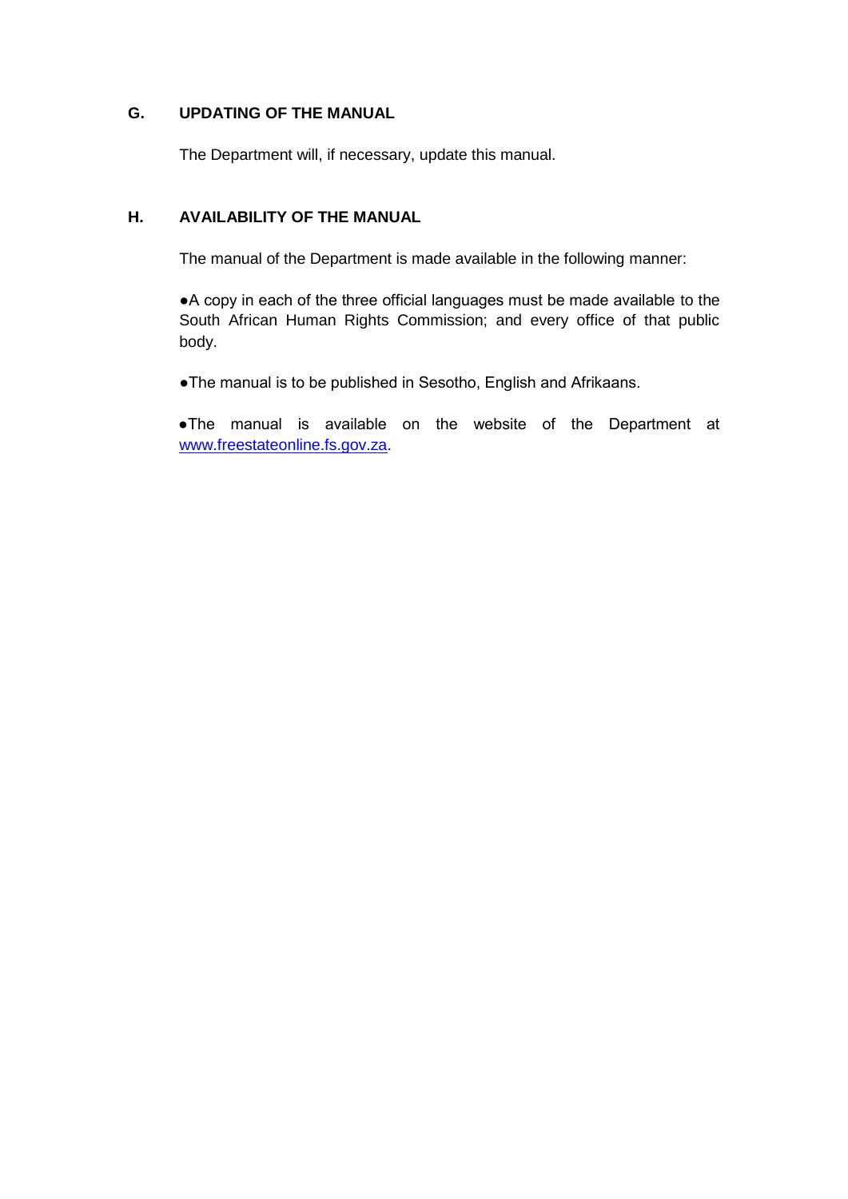## G. UPDATING OF THE MANUAL

The Department will, if necessary, update this manual.

## H. AVAILABILITY OF THE MANUAL

The manual of the Department is made available in the following manner:

- A copy in each of the three official languages must be made available to the South African Human Rights Commission; and every office of that public body.
- The manual is to be published in Sesotho, English and Afrikaans.
- The manual is available on the website of the Department at www.freestateonline.fs.gov.za.